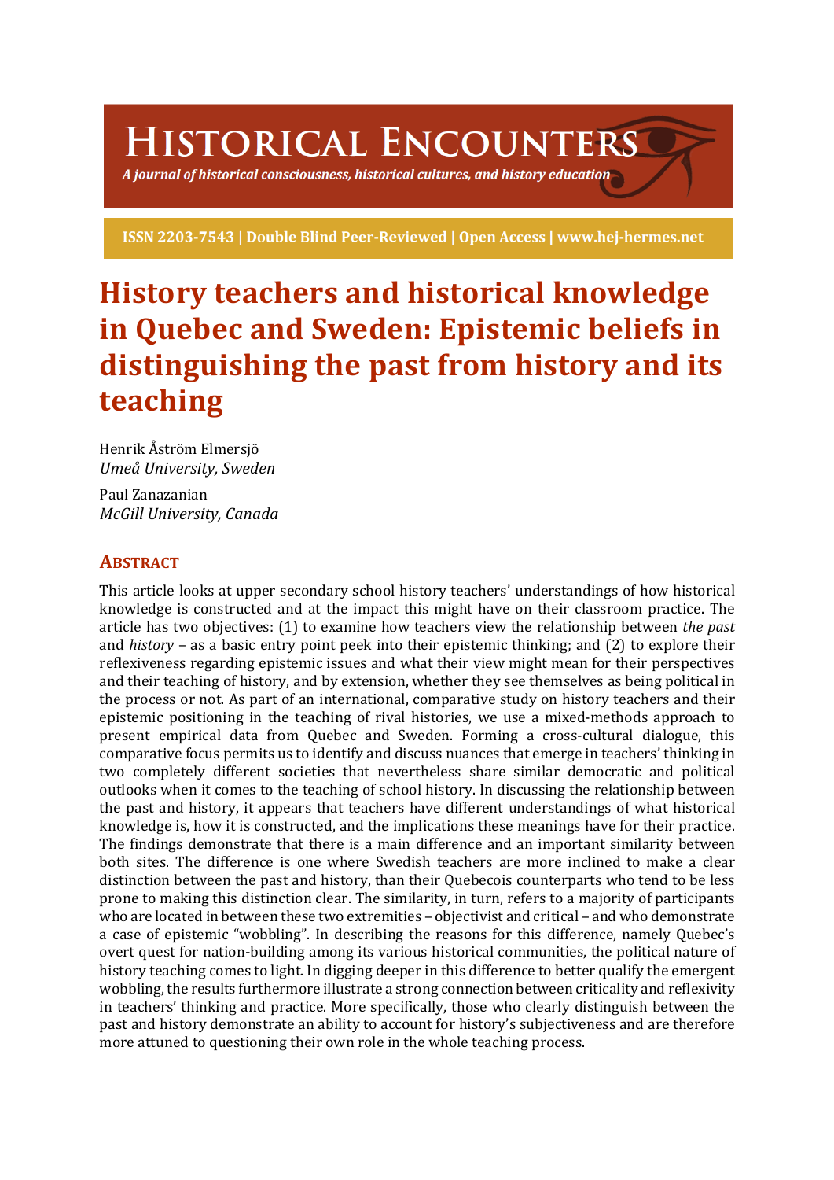# HISTORICAL ENCOUNTERS

*A journal of historical consciousness, historical cultures, and history education*

**ISSN 2203-7543 | Double Blind Peer-Reviewed | Open Access | www.hej-hermes.net**

# History teachers and historical knowledge in Quebec and Sweden: Epistemic beliefs in distinguishing the past from history and its teaching

Henrik Åström Elmersjö
*Umeå University, Sweden*

Paul Zanazanian
*McGill University, Canada*

## ABSTRACT

This article looks at upper secondary school history teachers' understandings of how historical knowledge is constructed and at the impact this might have on their classroom practice. The article has two objectives: (1) to examine how teachers view the relationship between *the past* and *history* – as a basic entry point peek into their epistemic thinking; and (2) to explore their reflexiveness regarding epistemic issues and what their view might mean for their perspectives and their teaching of history, and by extension, whether they see themselves as being political in the process or not. As part of an international, comparative study on history teachers and their epistemic positioning in the teaching of rival histories, we use a mixed-methods approach to present empirical data from Quebec and Sweden. Forming a cross-cultural dialogue, this comparative focus permits us to identify and discuss nuances that emerge in teachers' thinking in two completely different societies that nevertheless share similar democratic and political outlooks when it comes to the teaching of school history. In discussing the relationship between the past and history, it appears that teachers have different understandings of what historical knowledge is, how it is constructed, and the implications these meanings have for their practice. The findings demonstrate that there is a main difference and an important similarity between both sites. The difference is one where Swedish teachers are more inclined to make a clear distinction between the past and history, than their Quebecois counterparts who tend to be less prone to making this distinction clear. The similarity, in turn, refers to a majority of participants who are located in between these two extremities – objectivist and critical – and who demonstrate a case of epistemic "wobbling". In describing the reasons for this difference, namely Quebec's overt quest for nation-building among its various historical communities, the political nature of history teaching comes to light. In digging deeper in this difference to better qualify the emergent wobbling, the results furthermore illustrate a strong connection between criticality and reflexivity in teachers' thinking and practice. More specifically, those who clearly distinguish between the past and history demonstrate an ability to account for history's subjectiveness and are therefore more attuned to questioning their own role in the whole teaching process.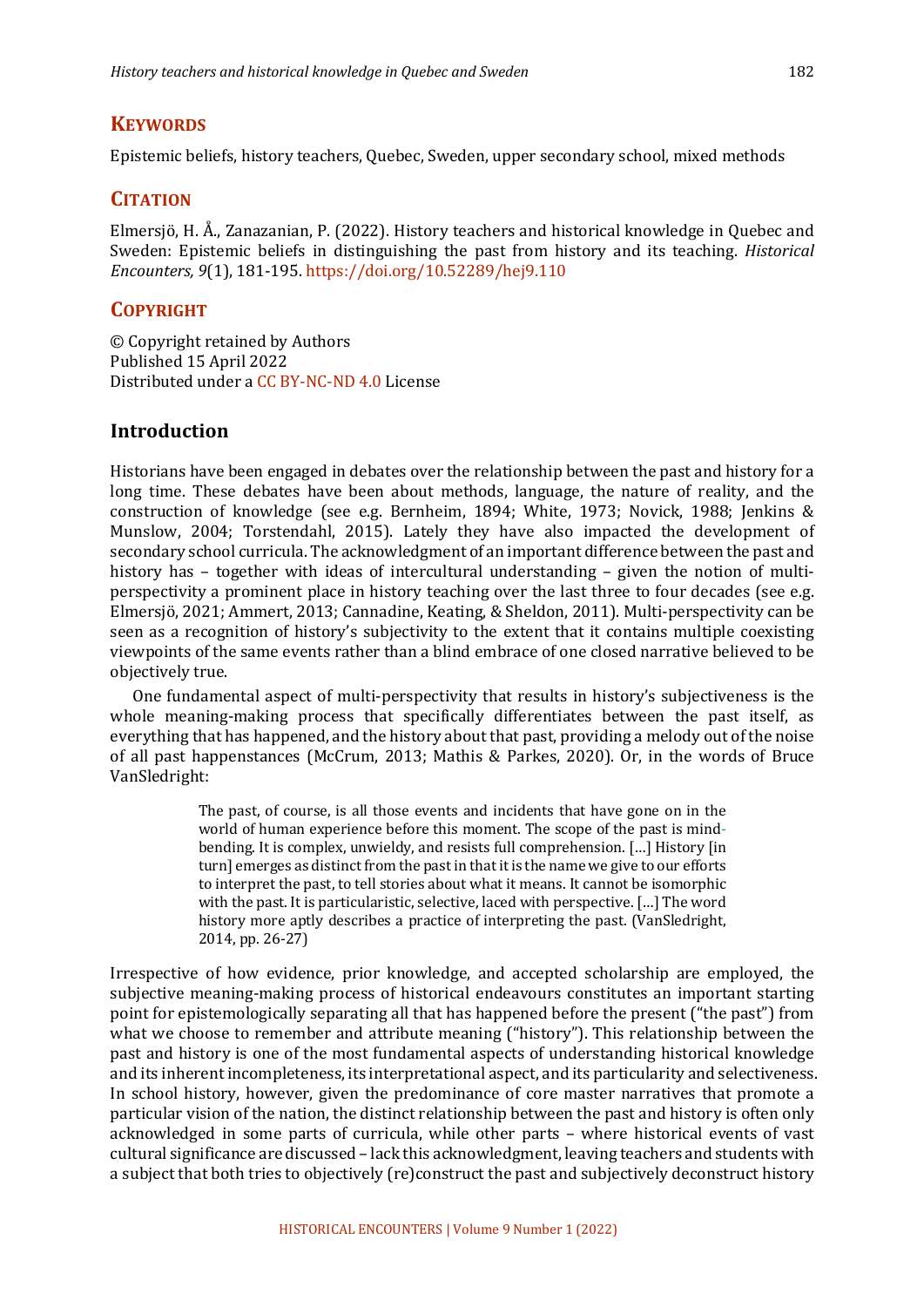## KEYWORDS

Epistemic beliefs, history teachers, Quebec, Sweden, upper secondary school, mixed methods

## CITATION

Elmersjö, H. Å., Zanazanian, P. (2022). History teachers and historical knowledge in Quebec and Sweden: Epistemic beliefs in distinguishing the past from history and its teaching. *Historical Encounters, 9*(1), 181-195. https://doi.org/10.52289/hej9.110

## COPYRIGHT

© Copyright retained by Authors
Published 15 April 2022
Distributed under a CC BY-NC-ND 4.0 License

## Introduction

Historians have been engaged in debates over the relationship between the past and history for a long time. These debates have been about methods, language, the nature of reality, and the construction of knowledge (see e.g. Bernheim, 1894; White, 1973; Novick, 1988; Jenkins & Munslow, 2004; Torstendahl, 2015). Lately they have also impacted the development of secondary school curricula. The acknowledgment of an important difference between the past and history has – together with ideas of intercultural understanding – given the notion of multi-perspectivity a prominent place in history teaching over the last three to four decades (see e.g. Elmersjö, 2021; Ammert, 2013; Cannadine, Keating, & Sheldon, 2011). Multi-perspectivity can be seen as a recognition of history's subjectivity to the extent that it contains multiple coexisting viewpoints of the same events rather than a blind embrace of one closed narrative believed to be objectively true.

One fundamental aspect of multi-perspectivity that results in history's subjectiveness is the whole meaning-making process that specifically differentiates between the past itself, as everything that has happened, and the history about that past, providing a melody out of the noise of all past happenstances (McCrum, 2013; Mathis & Parkes, 2020). Or, in the words of Bruce VanSledright:

> The past, of course, is all those events and incidents that have gone on in the world of human experience before this moment. The scope of the past is mind-bending. It is complex, unwieldy, and resists full comprehension. […] History [in turn] emerges as distinct from the past in that it is the name we give to our efforts to interpret the past, to tell stories about what it means. It cannot be isomorphic with the past. It is particularistic, selective, laced with perspective. […] The word history more aptly describes a practice of interpreting the past. (VanSledright, 2014, pp. 26-27)

Irrespective of how evidence, prior knowledge, and accepted scholarship are employed, the subjective meaning-making process of historical endeavours constitutes an important starting point for epistemologically separating all that has happened before the present ("the past") from what we choose to remember and attribute meaning ("history"). This relationship between the past and history is one of the most fundamental aspects of understanding historical knowledge and its inherent incompleteness, its interpretational aspect, and its particularity and selectiveness. In school history, however, given the predominance of core master narratives that promote a particular vision of the nation, the distinct relationship between the past and history is often only acknowledged in some parts of curricula, while other parts – where historical events of vast cultural significance are discussed – lack this acknowledgment, leaving teachers and students with a subject that both tries to objectively (re)construct the past and subjectively deconstruct history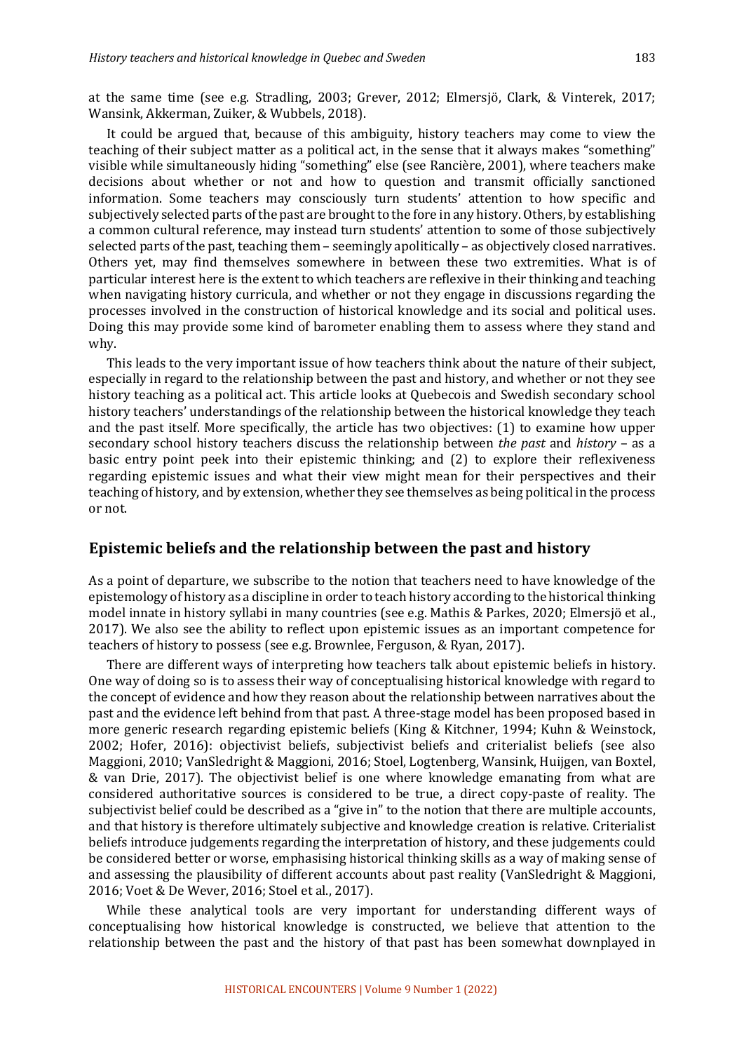at the same time (see e.g. Stradling, 2003; Grever, 2012; Elmersjö, Clark, & Vinterek, 2017; Wansink, Akkerman, Zuiker, & Wubbels, 2018).

It could be argued that, because of this ambiguity, history teachers may come to view the teaching of their subject matter as a political act, in the sense that it always makes "something" visible while simultaneously hiding "something" else (see Rancière, 2001), where teachers make decisions about whether or not and how to question and transmit officially sanctioned information. Some teachers may consciously turn students' attention to how specific and subjectively selected parts of the past are brought to the fore in any history. Others, by establishing a common cultural reference, may instead turn students' attention to some of those subjectively selected parts of the past, teaching them – seemingly apolitically – as objectively closed narratives. Others yet, may find themselves somewhere in between these two extremities. What is of particular interest here is the extent to which teachers are reflexive in their thinking and teaching when navigating history curricula, and whether or not they engage in discussions regarding the processes involved in the construction of historical knowledge and its social and political uses. Doing this may provide some kind of barometer enabling them to assess where they stand and why.

This leads to the very important issue of how teachers think about the nature of their subject, especially in regard to the relationship between the past and history, and whether or not they see history teaching as a political act. This article looks at Quebecois and Swedish secondary school history teachers' understandings of the relationship between the historical knowledge they teach and the past itself. More specifically, the article has two objectives: (1) to examine how upper secondary school history teachers discuss the relationship between *the past* and *history* – as a basic entry point peek into their epistemic thinking; and (2) to explore their reflexiveness regarding epistemic issues and what their view might mean for their perspectives and their teaching of history, and by extension, whether they see themselves as being political in the process or not.

## Epistemic beliefs and the relationship between the past and history

As a point of departure, we subscribe to the notion that teachers need to have knowledge of the epistemology of history as a discipline in order to teach history according to the historical thinking model innate in history syllabi in many countries (see e.g. Mathis & Parkes, 2020; Elmersjö et al., 2017). We also see the ability to reflect upon epistemic issues as an important competence for teachers of history to possess (see e.g. Brownlee, Ferguson, & Ryan, 2017).

There are different ways of interpreting how teachers talk about epistemic beliefs in history. One way of doing so is to assess their way of conceptualising historical knowledge with regard to the concept of evidence and how they reason about the relationship between narratives about the past and the evidence left behind from that past. A three-stage model has been proposed based in more generic research regarding epistemic beliefs (King & Kitchner, 1994; Kuhn & Weinstock, 2002; Hofer, 2016): objectivist beliefs, subjectivist beliefs and criterialist beliefs (see also Maggioni, 2010; VanSledright & Maggioni, 2016; Stoel, Logtenberg, Wansink, Huijgen, van Boxtel, & van Drie, 2017). The objectivist belief is one where knowledge emanating from what are considered authoritative sources is considered to be true, a direct copy-paste of reality. The subjectivist belief could be described as a "give in" to the notion that there are multiple accounts, and that history is therefore ultimately subjective and knowledge creation is relative. Criterialist beliefs introduce judgements regarding the interpretation of history, and these judgements could be considered better or worse, emphasising historical thinking skills as a way of making sense of and assessing the plausibility of different accounts about past reality (VanSledright & Maggioni, 2016; Voet & De Wever, 2016; Stoel et al., 2017).

While these analytical tools are very important for understanding different ways of conceptualising how historical knowledge is constructed, we believe that attention to the relationship between the past and the history of that past has been somewhat downplayed in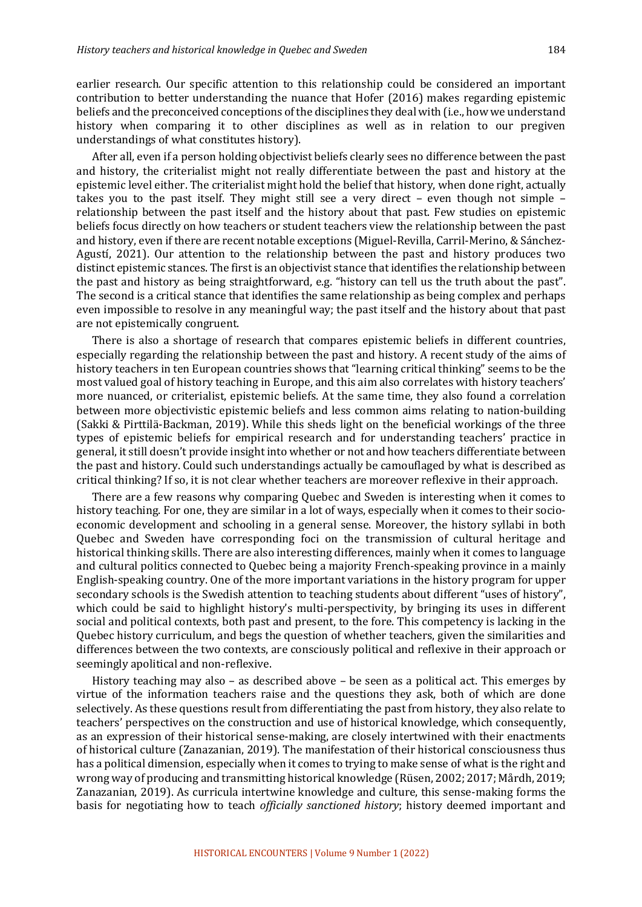earlier research. Our specific attention to this relationship could be considered an important contribution to better understanding the nuance that Hofer (2016) makes regarding epistemic beliefs and the preconceived conceptions of the disciplines they deal with (i.e., how we understand history when comparing it to other disciplines as well as in relation to our pregiven understandings of what constitutes history).

After all, even if a person holding objectivist beliefs clearly sees no difference between the past and history, the criterialist might not really differentiate between the past and history at the epistemic level either. The criterialist might hold the belief that history, when done right, actually takes you to the past itself. They might still see a very direct – even though not simple – relationship between the past itself and the history about that past. Few studies on epistemic beliefs focus directly on how teachers or student teachers view the relationship between the past and history, even if there are recent notable exceptions (Miguel-Revilla, Carril-Merino, & Sánchez-Agustí, 2021). Our attention to the relationship between the past and history produces two distinct epistemic stances. The first is an objectivist stance that identifies the relationship between the past and history as being straightforward, e.g. "history can tell us the truth about the past". The second is a critical stance that identifies the same relationship as being complex and perhaps even impossible to resolve in any meaningful way; the past itself and the history about that past are not epistemically congruent.

There is also a shortage of research that compares epistemic beliefs in different countries, especially regarding the relationship between the past and history. A recent study of the aims of history teachers in ten European countries shows that "learning critical thinking" seems to be the most valued goal of history teaching in Europe, and this aim also correlates with history teachers' more nuanced, or criterialist, epistemic beliefs. At the same time, they also found a correlation between more objectivistic epistemic beliefs and less common aims relating to nation-building (Sakki & Pirttilä-Backman, 2019). While this sheds light on the beneficial workings of the three types of epistemic beliefs for empirical research and for understanding teachers' practice in general, it still doesn't provide insight into whether or not and how teachers differentiate between the past and history. Could such understandings actually be camouflaged by what is described as critical thinking? If so, it is not clear whether teachers are moreover reflexive in their approach.

There are a few reasons why comparing Quebec and Sweden is interesting when it comes to history teaching. For one, they are similar in a lot of ways, especially when it comes to their socio-economic development and schooling in a general sense. Moreover, the history syllabi in both Quebec and Sweden have corresponding foci on the transmission of cultural heritage and historical thinking skills. There are also interesting differences, mainly when it comes to language and cultural politics connected to Quebec being a majority French-speaking province in a mainly English-speaking country. One of the more important variations in the history program for upper secondary schools is the Swedish attention to teaching students about different "uses of history", which could be said to highlight history's multi-perspectivity, by bringing its uses in different social and political contexts, both past and present, to the fore. This competency is lacking in the Quebec history curriculum, and begs the question of whether teachers, given the similarities and differences between the two contexts, are consciously political and reflexive in their approach or seemingly apolitical and non-reflexive.

History teaching may also – as described above – be seen as a political act. This emerges by virtue of the information teachers raise and the questions they ask, both of which are done selectively. As these questions result from differentiating the past from history, they also relate to teachers' perspectives on the construction and use of historical knowledge, which consequently, as an expression of their historical sense-making, are closely intertwined with their enactments of historical culture (Zanazanian, 2019). The manifestation of their historical consciousness thus has a political dimension, especially when it comes to trying to make sense of what is the right and wrong way of producing and transmitting historical knowledge (Rüsen, 2002; 2017; Mårdh, 2019; Zanazanian, 2019). As curricula intertwine knowledge and culture, this sense-making forms the basis for negotiating how to teach *officially sanctioned history*; history deemed important and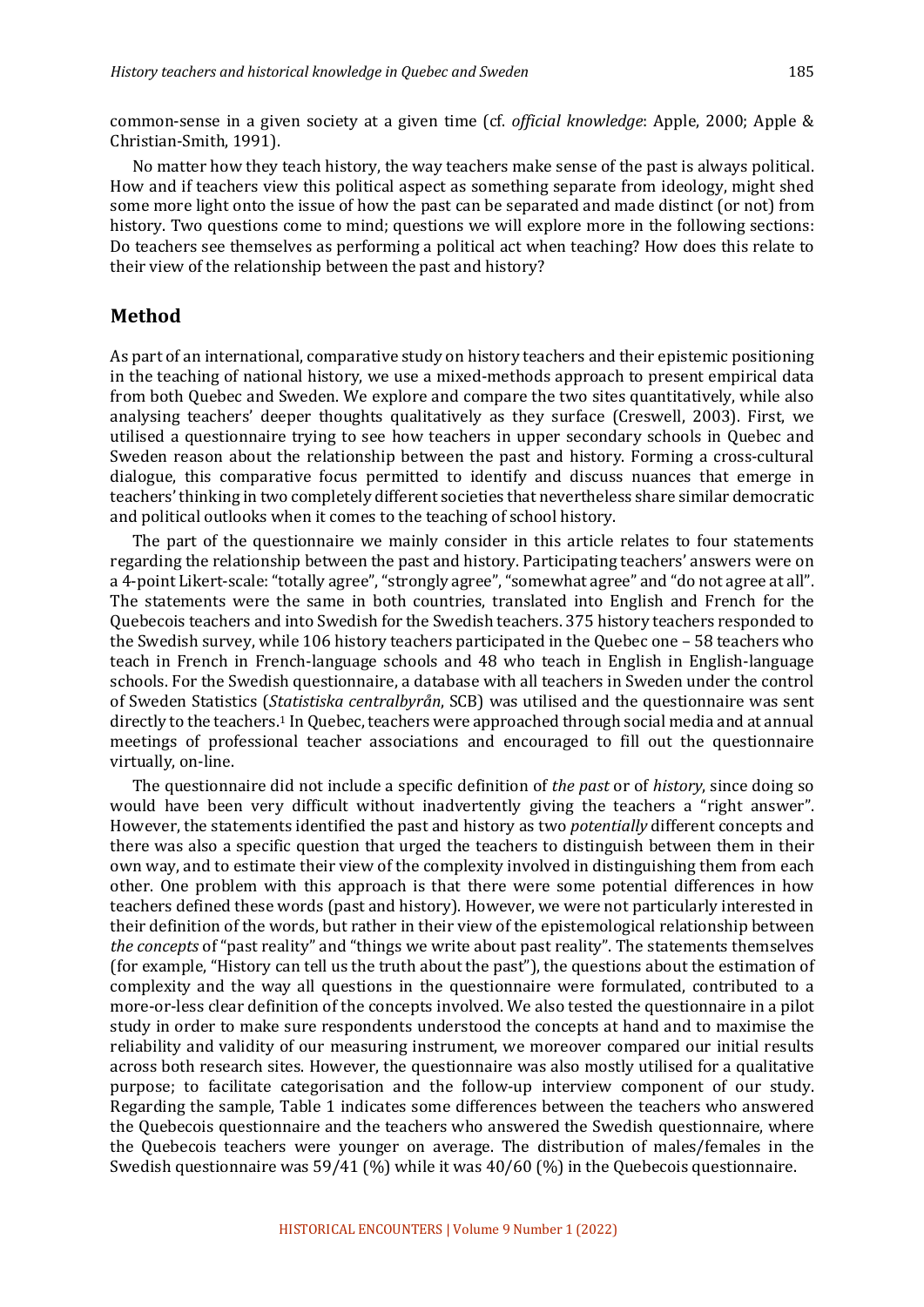common-sense in a given society at a given time (cf. *official knowledge*: Apple, 2000; Apple & Christian-Smith, 1991).

No matter how they teach history, the way teachers make sense of the past is always political. How and if teachers view this political aspect as something separate from ideology, might shed some more light onto the issue of how the past can be separated and made distinct (or not) from history. Two questions come to mind; questions we will explore more in the following sections: Do teachers see themselves as performing a political act when teaching? How does this relate to their view of the relationship between the past and history?

## Method

As part of an international, comparative study on history teachers and their epistemic positioning in the teaching of national history, we use a mixed-methods approach to present empirical data from both Quebec and Sweden. We explore and compare the two sites quantitatively, while also analysing teachers' deeper thoughts qualitatively as they surface (Creswell, 2003). First, we utilised a questionnaire trying to see how teachers in upper secondary schools in Quebec and Sweden reason about the relationship between the past and history. Forming a cross-cultural dialogue, this comparative focus permitted to identify and discuss nuances that emerge in teachers' thinking in two completely different societies that nevertheless share similar democratic and political outlooks when it comes to the teaching of school history.

The part of the questionnaire we mainly consider in this article relates to four statements regarding the relationship between the past and history. Participating teachers' answers were on a 4-point Likert-scale: "totally agree", "strongly agree", "somewhat agree" and "do not agree at all". The statements were the same in both countries, translated into English and French for the Quebecois teachers and into Swedish for the Swedish teachers. 375 history teachers responded to the Swedish survey, while 106 history teachers participated in the Quebec one – 58 teachers who teach in French in French-language schools and 48 who teach in English in English-language schools. For the Swedish questionnaire, a database with all teachers in Sweden under the control of Sweden Statistics (*Statistiska centralbyrån*, SCB) was utilised and the questionnaire was sent directly to the teachers.[1] In Quebec, teachers were approached through social media and at annual meetings of professional teacher associations and encouraged to fill out the questionnaire virtually, on-line.

The questionnaire did not include a specific definition of *the past* or of *history*, since doing so would have been very difficult without inadvertently giving the teachers a "right answer". However, the statements identified the past and history as two *potentially* different concepts and there was also a specific question that urged the teachers to distinguish between them in their own way, and to estimate their view of the complexity involved in distinguishing them from each other. One problem with this approach is that there were some potential differences in how teachers defined these words (past and history). However, we were not particularly interested in their definition of the words, but rather in their view of the epistemological relationship between *the concepts* of "past reality" and "things we write about past reality". The statements themselves (for example, "History can tell us the truth about the past"), the questions about the estimation of complexity and the way all questions in the questionnaire were formulated, contributed to a more-or-less clear definition of the concepts involved. We also tested the questionnaire in a pilot study in order to make sure respondents understood the concepts at hand and to maximise the reliability and validity of our measuring instrument, we moreover compared our initial results across both research sites. However, the questionnaire was also mostly utilised for a qualitative purpose; to facilitate categorisation and the follow-up interview component of our study. Regarding the sample, Table 1 indicates some differences between the teachers who answered the Quebecois questionnaire and the teachers who answered the Swedish questionnaire, where the Quebecois teachers were younger on average. The distribution of males/females in the Swedish questionnaire was 59/41 (%) while it was 40/60 (%) in the Quebecois questionnaire.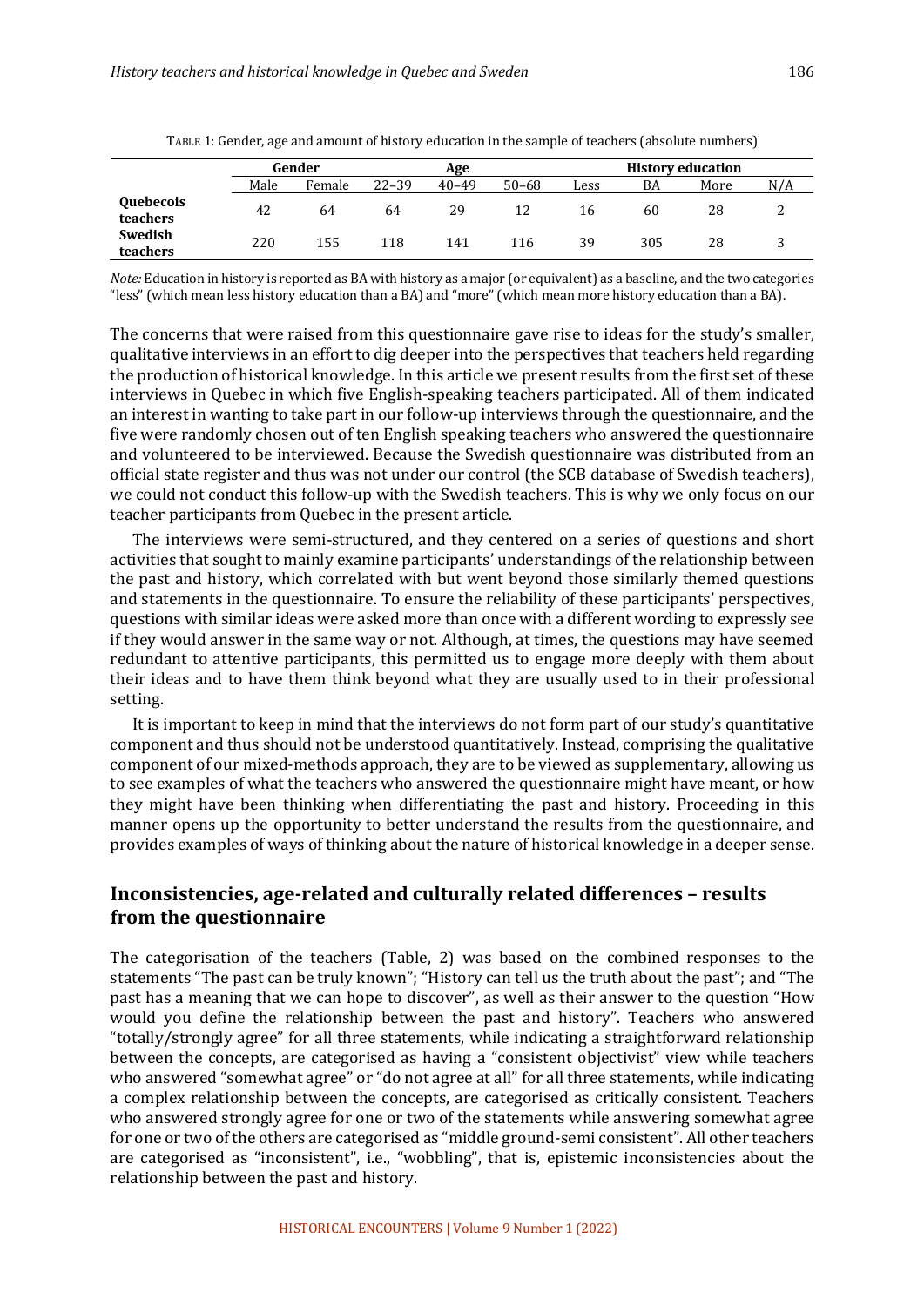TABLE 1: Gender, age and amount of history education in the sample of teachers (absolute numbers)

| | Gender | | Age | | | History education | | | |
|---|---|---|---|---|---|---|---|---|---|
| | Male | Female | 22–39 | 40–49 | 50–68 | Less | BA | More | N/A |
| **Quebecois teachers** | 42 | 64 | 64 | 29 | 12 | 16 | 60 | 28 | 2 |
| **Swedish teachers** | 220 | 155 | 118 | 141 | 116 | 39 | 305 | 28 | 3 |

*Note:* Education in history is reported as BA with history as a major (or equivalent) as a baseline, and the two categories "less" (which mean less history education than a BA) and "more" (which mean more history education than a BA).

The concerns that were raised from this questionnaire gave rise to ideas for the study's smaller, qualitative interviews in an effort to dig deeper into the perspectives that teachers held regarding the production of historical knowledge. In this article we present results from the first set of these interviews in Quebec in which five English-speaking teachers participated. All of them indicated an interest in wanting to take part in our follow-up interviews through the questionnaire, and the five were randomly chosen out of ten English speaking teachers who answered the questionnaire and volunteered to be interviewed. Because the Swedish questionnaire was distributed from an official state register and thus was not under our control (the SCB database of Swedish teachers), we could not conduct this follow-up with the Swedish teachers. This is why we only focus on our teacher participants from Quebec in the present article.

The interviews were semi-structured, and they centered on a series of questions and short activities that sought to mainly examine participants' understandings of the relationship between the past and history, which correlated with but went beyond those similarly themed questions and statements in the questionnaire. To ensure the reliability of these participants' perspectives, questions with similar ideas were asked more than once with a different wording to expressly see if they would answer in the same way or not. Although, at times, the questions may have seemed redundant to attentive participants, this permitted us to engage more deeply with them about their ideas and to have them think beyond what they are usually used to in their professional setting.

It is important to keep in mind that the interviews do not form part of our study's quantitative component and thus should not be understood quantitatively. Instead, comprising the qualitative component of our mixed-methods approach, they are to be viewed as supplementary, allowing us to see examples of what the teachers who answered the questionnaire might have meant, or how they might have been thinking when differentiating the past and history. Proceeding in this manner opens up the opportunity to better understand the results from the questionnaire, and provides examples of ways of thinking about the nature of historical knowledge in a deeper sense.

## Inconsistencies, age-related and culturally related differences – results from the questionnaire

The categorisation of the teachers (Table, 2) was based on the combined responses to the statements "The past can be truly known"; "History can tell us the truth about the past"; and "The past has a meaning that we can hope to discover", as well as their answer to the question "How would you define the relationship between the past and history". Teachers who answered "totally/strongly agree" for all three statements, while indicating a straightforward relationship between the concepts, are categorised as having a "consistent objectivist" view while teachers who answered "somewhat agree" or "do not agree at all" for all three statements, while indicating a complex relationship between the concepts, are categorised as critically consistent. Teachers who answered strongly agree for one or two of the statements while answering somewhat agree for one or two of the others are categorised as "middle ground-semi consistent". All other teachers are categorised as "inconsistent", i.e., "wobbling", that is, epistemic inconsistencies about the relationship between the past and history.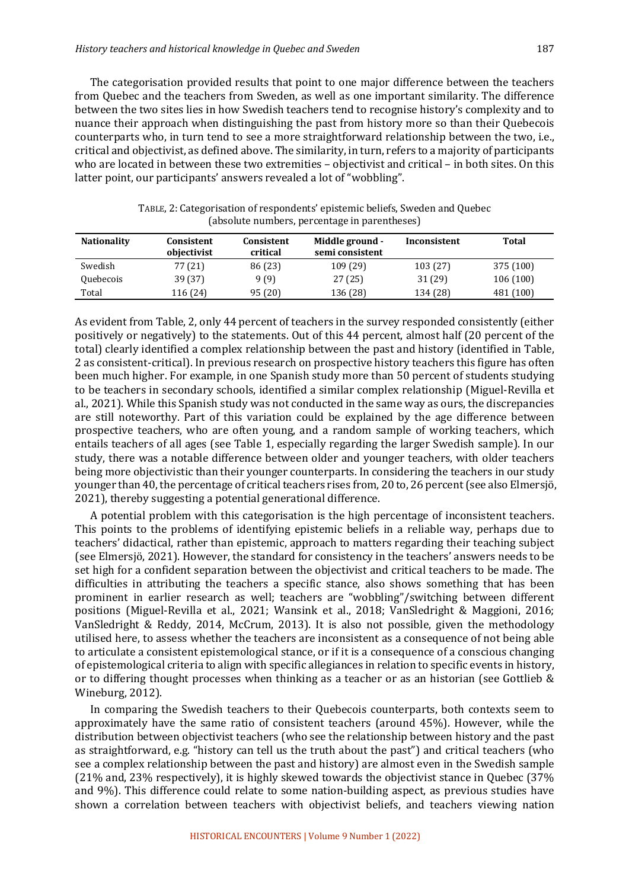The categorisation provided results that point to one major difference between the teachers from Quebec and the teachers from Sweden, as well as one important similarity. The difference between the two sites lies in how Swedish teachers tend to recognise history's complexity and to nuance their approach when distinguishing the past from history more so than their Quebecois counterparts who, in turn tend to see a more straightforward relationship between the two, i.e., critical and objectivist, as defined above. The similarity, in turn, refers to a majority of participants who are located in between these two extremities – objectivist and critical – in both sites. On this latter point, our participants' answers revealed a lot of "wobbling".

TABLE, 2: Categorisation of respondents' epistemic beliefs, Sweden and Quebec (absolute numbers, percentage in parentheses)

| Nationality | Consistent objectivist | Consistent critical | Middle ground - semi consistent | Inconsistent | Total |
|---|---|---|---|---|---|
| Swedish | 77 (21) | 86 (23) | 109 (29) | 103 (27) | 375 (100) |
| Quebecois | 39 (37) | 9 (9) | 27 (25) | 31 (29) | 106 (100) |
| Total | 116 (24) | 95 (20) | 136 (28) | 134 (28) | 481 (100) |

As evident from Table, 2, only 44 percent of teachers in the survey responded consistently (either positively or negatively) to the statements. Out of this 44 percent, almost half (20 percent of the total) clearly identified a complex relationship between the past and history (identified in Table, 2 as consistent-critical). In previous research on prospective history teachers this figure has often been much higher. For example, in one Spanish study more than 50 percent of students studying to be teachers in secondary schools, identified a similar complex relationship (Miguel-Revilla et al., 2021). While this Spanish study was not conducted in the same way as ours, the discrepancies are still noteworthy. Part of this variation could be explained by the age difference between prospective teachers, who are often young, and a random sample of working teachers, which entails teachers of all ages (see Table 1, especially regarding the larger Swedish sample). In our study, there was a notable difference between older and younger teachers, with older teachers being more objectivistic than their younger counterparts. In considering the teachers in our study younger than 40, the percentage of critical teachers rises from, 20 to, 26 percent (see also Elmersjö, 2021), thereby suggesting a potential generational difference.

A potential problem with this categorisation is the high percentage of inconsistent teachers. This points to the problems of identifying epistemic beliefs in a reliable way, perhaps due to teachers' didactical, rather than epistemic, approach to matters regarding their teaching subject (see Elmersjö, 2021). However, the standard for consistency in the teachers' answers needs to be set high for a confident separation between the objectivist and critical teachers to be made. The difficulties in attributing the teachers a specific stance, also shows something that has been prominent in earlier research as well; teachers are "wobbling"/switching between different positions (Miguel-Revilla et al., 2021; Wansink et al., 2018; VanSledright & Maggioni, 2016; VanSledright & Reddy, 2014, McCrum, 2013). It is also not possible, given the methodology utilised here, to assess whether the teachers are inconsistent as a consequence of not being able to articulate a consistent epistemological stance, or if it is a consequence of a conscious changing of epistemological criteria to align with specific allegiances in relation to specific events in history, or to differing thought processes when thinking as a teacher or as an historian (see Gottlieb & Wineburg, 2012).

In comparing the Swedish teachers to their Quebecois counterparts, both contexts seem to approximately have the same ratio of consistent teachers (around 45%). However, while the distribution between objectivist teachers (who see the relationship between history and the past as straightforward, e.g. "history can tell us the truth about the past") and critical teachers (who see a complex relationship between the past and history) are almost even in the Swedish sample (21% and, 23% respectively), it is highly skewed towards the objectivist stance in Quebec (37% and 9%). This difference could relate to some nation-building aspect, as previous studies have shown a correlation between teachers with objectivist beliefs, and teachers viewing nation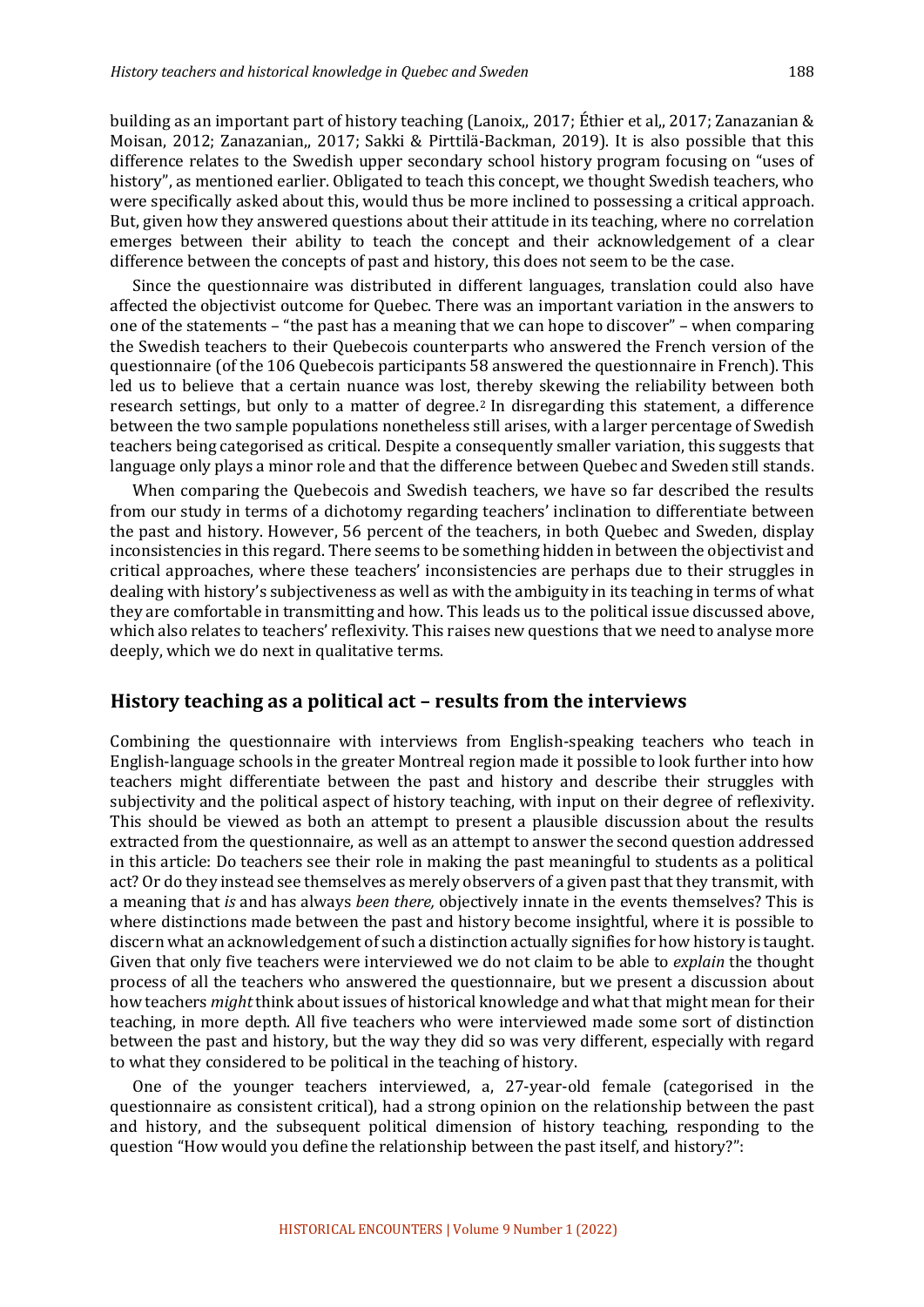building as an important part of history teaching (Lanoix,, 2017; Éthier et al,, 2017; Zanazanian & Moisan, 2012; Zanazanian,, 2017; Sakki & Pirttilä-Backman, 2019). It is also possible that this difference relates to the Swedish upper secondary school history program focusing on "uses of history", as mentioned earlier. Obligated to teach this concept, we thought Swedish teachers, who were specifically asked about this, would thus be more inclined to possessing a critical approach. But, given how they answered questions about their attitude in its teaching, where no correlation emerges between their ability to teach the concept and their acknowledgement of a clear difference between the concepts of past and history, this does not seem to be the case.

Since the questionnaire was distributed in different languages, translation could also have affected the objectivist outcome for Quebec. There was an important variation in the answers to one of the statements – "the past has a meaning that we can hope to discover" – when comparing the Swedish teachers to their Quebecois counterparts who answered the French version of the questionnaire (of the 106 Quebecois participants 58 answered the questionnaire in French). This led us to believe that a certain nuance was lost, thereby skewing the reliability between both research settings, but only to a matter of degree.[2] In disregarding this statement, a difference between the two sample populations nonetheless still arises, with a larger percentage of Swedish teachers being categorised as critical. Despite a consequently smaller variation, this suggests that language only plays a minor role and that the difference between Quebec and Sweden still stands.

When comparing the Quebecois and Swedish teachers, we have so far described the results from our study in terms of a dichotomy regarding teachers' inclination to differentiate between the past and history. However, 56 percent of the teachers, in both Quebec and Sweden, display inconsistencies in this regard. There seems to be something hidden in between the objectivist and critical approaches, where these teachers' inconsistencies are perhaps due to their struggles in dealing with history's subjectiveness as well as with the ambiguity in its teaching in terms of what they are comfortable in transmitting and how. This leads us to the political issue discussed above, which also relates to teachers' reflexivity. This raises new questions that we need to analyse more deeply, which we do next in qualitative terms.

## History teaching as a political act – results from the interviews

Combining the questionnaire with interviews from English-speaking teachers who teach in English-language schools in the greater Montreal region made it possible to look further into how teachers might differentiate between the past and history and describe their struggles with subjectivity and the political aspect of history teaching, with input on their degree of reflexivity. This should be viewed as both an attempt to present a plausible discussion about the results extracted from the questionnaire, as well as an attempt to answer the second question addressed in this article: Do teachers see their role in making the past meaningful to students as a political act? Or do they instead see themselves as merely observers of a given past that they transmit, with a meaning that *is* and has always *been there,* objectively innate in the events themselves? This is where distinctions made between the past and history become insightful, where it is possible to discern what an acknowledgement of such a distinction actually signifies for how history is taught. Given that only five teachers were interviewed we do not claim to be able to *explain* the thought process of all the teachers who answered the questionnaire, but we present a discussion about how teachers *might* think about issues of historical knowledge and what that might mean for their teaching, in more depth. All five teachers who were interviewed made some sort of distinction between the past and history, but the way they did so was very different, especially with regard to what they considered to be political in the teaching of history.

One of the younger teachers interviewed, a, 27-year-old female (categorised in the questionnaire as consistent critical), had a strong opinion on the relationship between the past and history, and the subsequent political dimension of history teaching, responding to the question "How would you define the relationship between the past itself, and history?":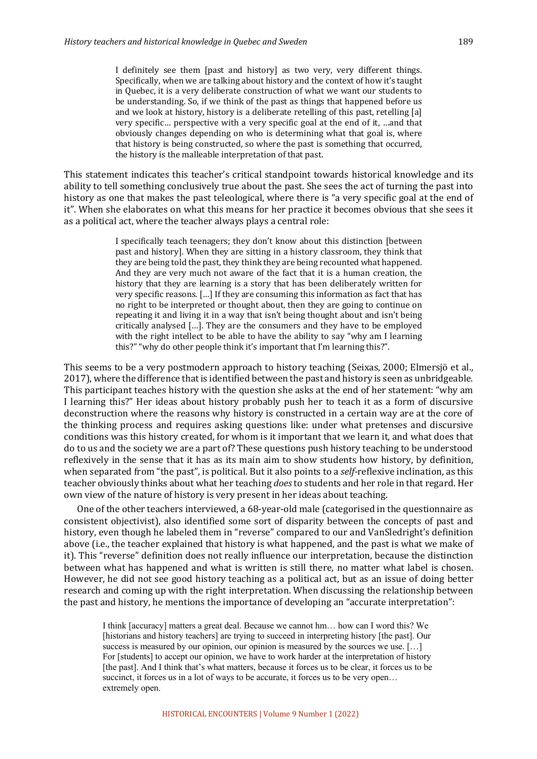> I definitely see them [past and history] as two very, very different things. Specifically, when we are talking about history and the context of how it's taught in Quebec, it is a very deliberate construction of what we want our students to be understanding. So, if we think of the past as things that happened before us and we look at history, history is a deliberate retelling of this past, retelling [a] very specific… perspective with a very specific goal at the end of it, …and that obviously changes depending on who is determining what that goal is, where that history is being constructed, so where the past is something that occurred, the history is the malleable interpretation of that past.

This statement indicates this teacher's critical standpoint towards historical knowledge and its ability to tell something conclusively true about the past. She sees the act of turning the past into history as one that makes the past teleological, where there is "a very specific goal at the end of it". When she elaborates on what this means for her practice it becomes obvious that she sees it as a political act, where the teacher always plays a central role:

> I specifically teach teenagers; they don't know about this distinction [between past and history]. When they are sitting in a history classroom, they think that they are being told the past, they think they are being recounted what happened. And they are very much not aware of the fact that it is a human creation, the history that they are learning is a story that has been deliberately written for very specific reasons. […] If they are consuming this information as fact that has no right to be interpreted or thought about, then they are going to continue on repeating it and living it in a way that isn't being thought about and isn't being critically analysed […]. They are the consumers and they have to be employed with the right intellect to be able to have the ability to say "why am I learning this?" "why do other people think it's important that I'm learning this?".

This seems to be a very postmodern approach to history teaching (Seixas, 2000; Elmersjö et al., 2017), where the difference that is identified between the past and history is seen as unbridgeable. This participant teaches history with the question she asks at the end of her statement: "why am I learning this?" Her ideas about history probably push her to teach it as a form of discursive deconstruction where the reasons why history is constructed in a certain way are at the core of the thinking process and requires asking questions like: under what pretenses and discursive conditions was this history created, for whom is it important that we learn it, and what does that do to us and the society we are a part of? These questions push history teaching to be understood reflexively in the sense that it has as its main aim to show students how history, by definition, when separated from "the past", is political. But it also points to a *self*-reflexive inclination, as this teacher obviously thinks about what her teaching *does* to students and her role in that regard. Her own view of the nature of history is very present in her ideas about teaching.

One of the other teachers interviewed, a 68-year-old male (categorised in the questionnaire as consistent objectivist), also identified some sort of disparity between the concepts of past and history, even though he labeled them in "reverse" compared to our and VanSledright's definition above (i.e., the teacher explained that history is what happened, and the past is what we make of it). This "reverse" definition does not really influence our interpretation, because the distinction between what has happened and what is written is still there, no matter what label is chosen. However, he did not see good history teaching as a political act, but as an issue of doing better research and coming up with the right interpretation. When discussing the relationship between the past and history, he mentions the importance of developing an "accurate interpretation":

> I think [accuracy] matters a great deal. Because we cannot hm… how can I word this? We [historians and history teachers] are trying to succeed in interpreting history [the past]. Our success is measured by our opinion, our opinion is measured by the sources we use. […] For [students] to accept our opinion, we have to work harder at the interpretation of history [the past]. And I think that's what matters, because it forces us to be clear, it forces us to be succinct, it forces us in a lot of ways to be accurate, it forces us to be very open… extremely open.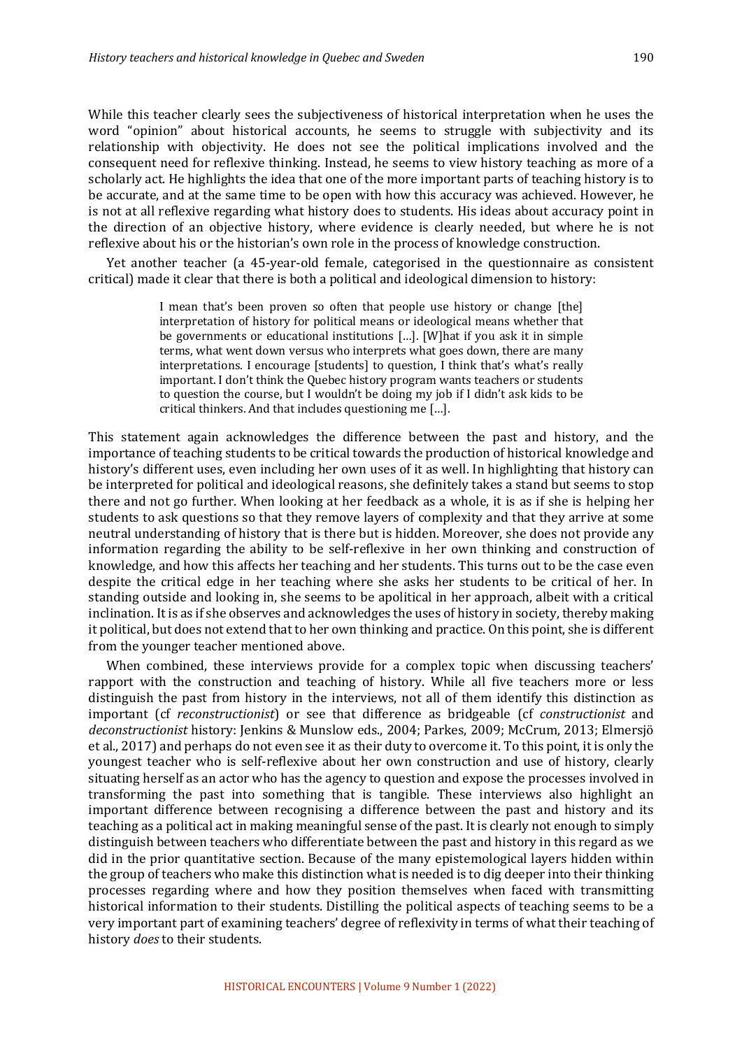While this teacher clearly sees the subjectiveness of historical interpretation when he uses the word "opinion" about historical accounts, he seems to struggle with subjectivity and its relationship with objectivity. He does not see the political implications involved and the consequent need for reflexive thinking. Instead, he seems to view history teaching as more of a scholarly act. He highlights the idea that one of the more important parts of teaching history is to be accurate, and at the same time to be open with how this accuracy was achieved. However, he is not at all reflexive regarding what history does to students. His ideas about accuracy point in the direction of an objective history, where evidence is clearly needed, but where he is not reflexive about his or the historian's own role in the process of knowledge construction.

Yet another teacher (a 45-year-old female, categorised in the questionnaire as consistent critical) made it clear that there is both a political and ideological dimension to history:

> I mean that's been proven so often that people use history or change [the] interpretation of history for political means or ideological means whether that be governments or educational institutions [...]. [W]hat if you ask it in simple terms, what went down versus who interprets what goes down, there are many interpretations. I encourage [students] to question, I think that's what's really important. I don't think the Quebec history program wants teachers or students to question the course, but I wouldn't be doing my job if I didn't ask kids to be critical thinkers. And that includes questioning me [...].

This statement again acknowledges the difference between the past and history, and the importance of teaching students to be critical towards the production of historical knowledge and history's different uses, even including her own uses of it as well. In highlighting that history can be interpreted for political and ideological reasons, she definitely takes a stand but seems to stop there and not go further. When looking at her feedback as a whole, it is as if she is helping her students to ask questions so that they remove layers of complexity and that they arrive at some neutral understanding of history that is there but is hidden. Moreover, she does not provide any information regarding the ability to be self-reflexive in her own thinking and construction of knowledge, and how this affects her teaching and her students. This turns out to be the case even despite the critical edge in her teaching where she asks her students to be critical of her. In standing outside and looking in, she seems to be apolitical in her approach, albeit with a critical inclination. It is as if she observes and acknowledges the uses of history in society, thereby making it political, but does not extend that to her own thinking and practice. On this point, she is different from the younger teacher mentioned above.

When combined, these interviews provide for a complex topic when discussing teachers' rapport with the construction and teaching of history. While all five teachers more or less distinguish the past from history in the interviews, not all of them identify this distinction as important (cf *reconstructionist*) or see that difference as bridgeable (cf *constructionist* and *deconstructionist* history: Jenkins & Munslow eds., 2004; Parkes, 2009; McCrum, 2013; Elmersjö et al., 2017) and perhaps do not even see it as their duty to overcome it. To this point, it is only the youngest teacher who is self-reflexive about her own construction and use of history, clearly situating herself as an actor who has the agency to question and expose the processes involved in transforming the past into something that is tangible. These interviews also highlight an important difference between recognising a difference between the past and history and its teaching as a political act in making meaningful sense of the past. It is clearly not enough to simply distinguish between teachers who differentiate between the past and history in this regard as we did in the prior quantitative section. Because of the many epistemological layers hidden within the group of teachers who make this distinction what is needed is to dig deeper into their thinking processes regarding where and how they position themselves when faced with transmitting historical information to their students. Distilling the political aspects of teaching seems to be a very important part of examining teachers' degree of reflexivity in terms of what their teaching of history *does* to their students.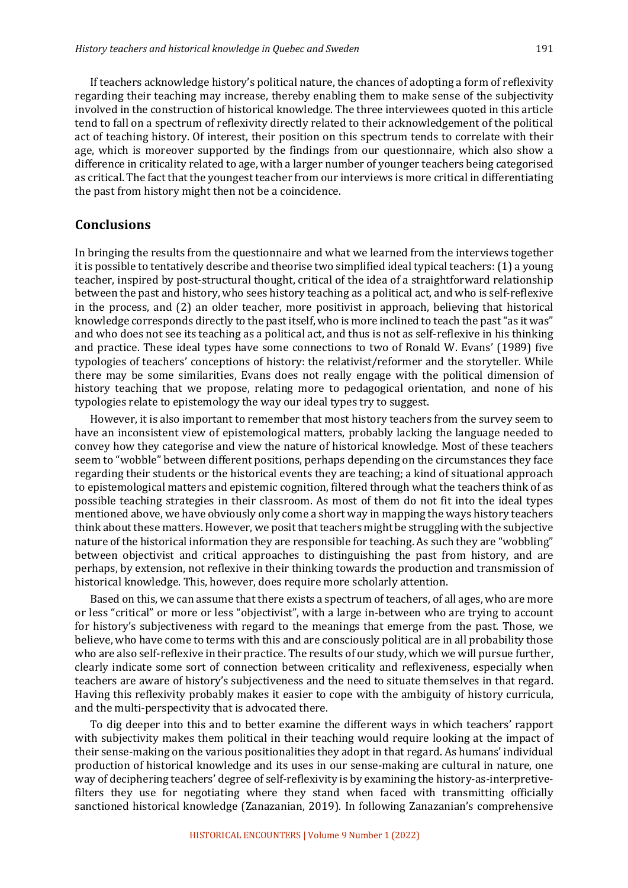If teachers acknowledge history's political nature, the chances of adopting a form of reflexivity regarding their teaching may increase, thereby enabling them to make sense of the subjectivity involved in the construction of historical knowledge. The three interviewees quoted in this article tend to fall on a spectrum of reflexivity directly related to their acknowledgement of the political act of teaching history. Of interest, their position on this spectrum tends to correlate with their age, which is moreover supported by the findings from our questionnaire, which also show a difference in criticality related to age, with a larger number of younger teachers being categorised as critical. The fact that the youngest teacher from our interviews is more critical in differentiating the past from history might then not be a coincidence.

## Conclusions

In bringing the results from the questionnaire and what we learned from the interviews together it is possible to tentatively describe and theorise two simplified ideal typical teachers: (1) a young teacher, inspired by post-structural thought, critical of the idea of a straightforward relationship between the past and history, who sees history teaching as a political act, and who is self-reflexive in the process, and (2) an older teacher, more positivist in approach, believing that historical knowledge corresponds directly to the past itself, who is more inclined to teach the past "as it was" and who does not see its teaching as a political act, and thus is not as self-reflexive in his thinking and practice. These ideal types have some connections to two of Ronald W. Evans' (1989) five typologies of teachers' conceptions of history: the relativist/reformer and the storyteller. While there may be some similarities, Evans does not really engage with the political dimension of history teaching that we propose, relating more to pedagogical orientation, and none of his typologies relate to epistemology the way our ideal types try to suggest.

However, it is also important to remember that most history teachers from the survey seem to have an inconsistent view of epistemological matters, probably lacking the language needed to convey how they categorise and view the nature of historical knowledge. Most of these teachers seem to "wobble" between different positions, perhaps depending on the circumstances they face regarding their students or the historical events they are teaching; a kind of situational approach to epistemological matters and epistemic cognition, filtered through what the teachers think of as possible teaching strategies in their classroom. As most of them do not fit into the ideal types mentioned above, we have obviously only come a short way in mapping the ways history teachers think about these matters. However, we posit that teachers might be struggling with the subjective nature of the historical information they are responsible for teaching. As such they are "wobbling" between objectivist and critical approaches to distinguishing the past from history, and are perhaps, by extension, not reflexive in their thinking towards the production and transmission of historical knowledge. This, however, does require more scholarly attention.

Based on this, we can assume that there exists a spectrum of teachers, of all ages, who are more or less "critical" or more or less "objectivist", with a large in-between who are trying to account for history's subjectiveness with regard to the meanings that emerge from the past. Those, we believe, who have come to terms with this and are consciously political are in all probability those who are also self-reflexive in their practice. The results of our study, which we will pursue further, clearly indicate some sort of connection between criticality and reflexiveness, especially when teachers are aware of history's subjectiveness and the need to situate themselves in that regard. Having this reflexivity probably makes it easier to cope with the ambiguity of history curricula, and the multi-perspectivity that is advocated there.

To dig deeper into this and to better examine the different ways in which teachers' rapport with subjectivity makes them political in their teaching would require looking at the impact of their sense-making on the various positionalities they adopt in that regard. As humans' individual production of historical knowledge and its uses in our sense-making are cultural in nature, one way of deciphering teachers' degree of self-reflexivity is by examining the history-as-interpretive-filters they use for negotiating where they stand when faced with transmitting officially sanctioned historical knowledge (Zanazanian, 2019). In following Zanazanian's comprehensive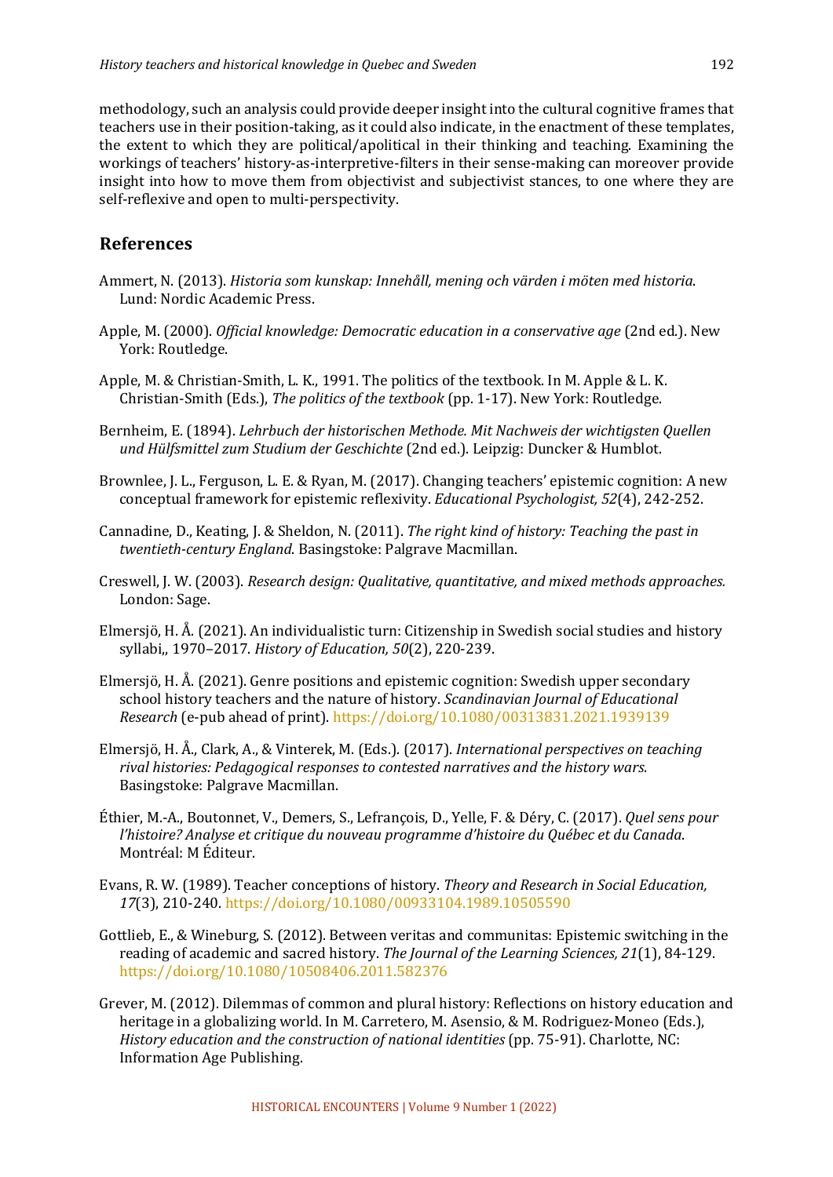methodology, such an analysis could provide deeper insight into the cultural cognitive frames that teachers use in their position-taking, as it could also indicate, in the enactment of these templates, the extent to which they are political/apolitical in their thinking and teaching. Examining the workings of teachers' history-as-interpretive-filters in their sense-making can moreover provide insight into how to move them from objectivist and subjectivist stances, to one where they are self-reflexive and open to multi-perspectivity.

## References

Ammert, N. (2013). *Historia som kunskap: Innehåll, mening och värden i möten med historia*. Lund: Nordic Academic Press.

Apple, M. (2000). *Official knowledge: Democratic education in a conservative age* (2nd ed.). New York: Routledge.

Apple, M. & Christian-Smith, L. K., 1991. The politics of the textbook. In M. Apple & L. K. Christian-Smith (Eds.), *The politics of the textbook* (pp. 1-17). New York: Routledge.

Bernheim, E. (1894). *Lehrbuch der historischen Methode. Mit Nachweis der wichtigsten Quellen und Hülfsmittel zum Studium der Geschichte* (2nd ed.). Leipzig: Duncker & Humblot.

Brownlee, J. L., Ferguson, L. E. & Ryan, M. (2017). Changing teachers' epistemic cognition: A new conceptual framework for epistemic reflexivity. *Educational Psychologist, 52*(4), 242-252.

Cannadine, D., Keating, J. & Sheldon, N. (2011). *The right kind of history: Teaching the past in twentieth-century England*. Basingstoke: Palgrave Macmillan.

Creswell, J. W. (2003). *Research design: Qualitative, quantitative, and mixed methods approaches.* London: Sage.

Elmersjö, H. Å. (2021). An individualistic turn: Citizenship in Swedish social studies and history syllabi,, 1970–2017. *History of Education, 50*(2), 220-239.

Elmersjö, H. Å. (2021). Genre positions and epistemic cognition: Swedish upper secondary school history teachers and the nature of history. *Scandinavian Journal of Educational Research* (e-pub ahead of print). https://doi.org/10.1080/00313831.2021.1939139

Elmersjö, H. Å., Clark, A., & Vinterek, M. (Eds.). (2017). *International perspectives on teaching rival histories: Pedagogical responses to contested narratives and the history wars*. Basingstoke: Palgrave Macmillan.

Éthier, M.-A., Boutonnet, V., Demers, S., Lefrançois, D., Yelle, F. & Déry, C. (2017). *Quel sens pour l'histoire? Analyse et critique du nouveau programme d'histoire du Québec et du Canada*. Montréal: M Éditeur.

Evans, R. W. (1989). Teacher conceptions of history. *Theory and Research in Social Education, 17*(3), 210-240. https://doi.org/10.1080/00933104.1989.10505590

Gottlieb, E., & Wineburg, S. (2012). Between veritas and communitas: Epistemic switching in the reading of academic and sacred history. *The Journal of the Learning Sciences, 21*(1), 84-129. https://doi.org/10.1080/10508406.2011.582376

Grever, M. (2012). Dilemmas of common and plural history: Reflections on history education and heritage in a globalizing world. In M. Carretero, M. Asensio, & M. Rodriguez-Moneo (Eds.), *History education and the construction of national identities* (pp. 75-91). Charlotte, NC: Information Age Publishing.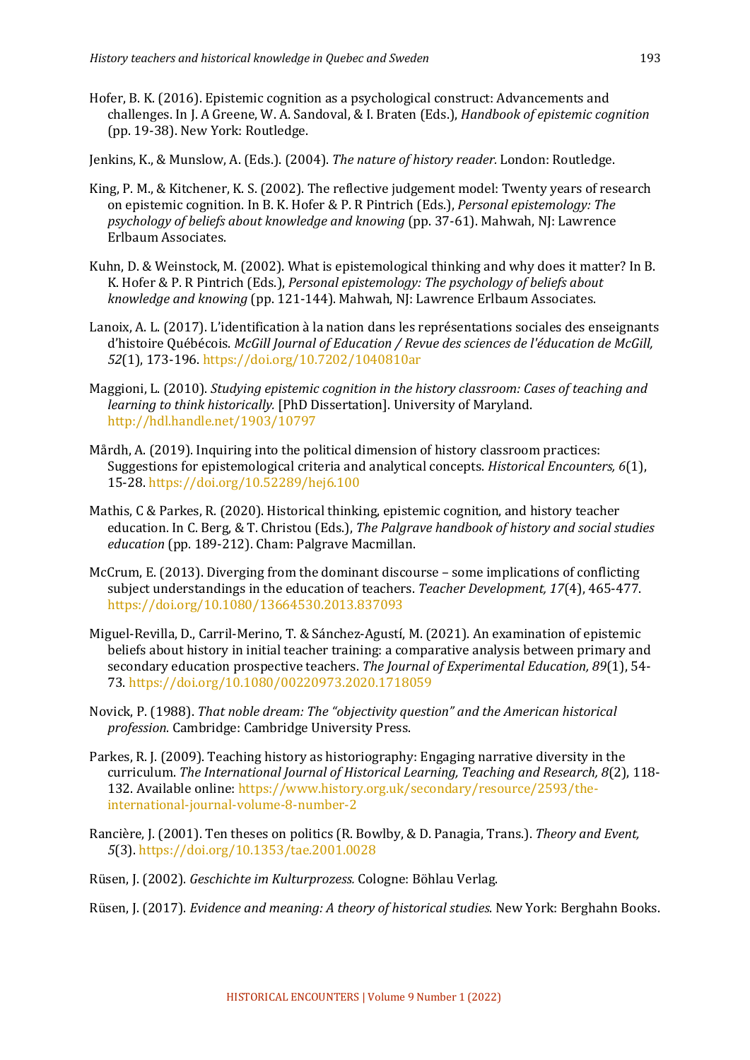Hofer, B. K. (2016). Epistemic cognition as a psychological construct: Advancements and challenges. In J. A Greene, W. A. Sandoval, & I. Braten (Eds.), *Handbook of epistemic cognition* (pp. 19-38). New York: Routledge.

Jenkins, K., & Munslow, A. (Eds.). (2004). *The nature of history reader.* London: Routledge.

King, P. M., & Kitchener, K. S. (2002). The reflective judgement model: Twenty years of research on epistemic cognition. In B. K. Hofer & P. R Pintrich (Eds.), *Personal epistemology: The psychology of beliefs about knowledge and knowing* (pp. 37-61). Mahwah, NJ: Lawrence Erlbaum Associates.

Kuhn, D. & Weinstock, M. (2002). What is epistemological thinking and why does it matter? In B. K. Hofer & P. R Pintrich (Eds.), *Personal epistemology: The psychology of beliefs about knowledge and knowing* (pp. 121-144). Mahwah, NJ: Lawrence Erlbaum Associates.

Lanoix, A. L. (2017). L'identification à la nation dans les représentations sociales des enseignants d'histoire Québécois. *McGill Journal of Education / Revue des sciences de l'éducation de McGill, 52*(1), 173-196. https://doi.org/10.7202/1040810ar

Maggioni, L. (2010). *Studying epistemic cognition in the history classroom: Cases of teaching and learning to think historically.* [PhD Dissertation]. University of Maryland. http://hdl.handle.net/1903/10797

Mårdh, A. (2019). Inquiring into the political dimension of history classroom practices: Suggestions for epistemological criteria and analytical concepts. *Historical Encounters, 6*(1), 15-28. https://doi.org/10.52289/hej6.100

Mathis, C & Parkes, R. (2020). Historical thinking, epistemic cognition, and history teacher education. In C. Berg, & T. Christou (Eds.), *The Palgrave handbook of history and social studies education* (pp. 189-212). Cham: Palgrave Macmillan.

McCrum, E. (2013). Diverging from the dominant discourse – some implications of conflicting subject understandings in the education of teachers. *Teacher Development, 17*(4), 465-477. https://doi.org/10.1080/13664530.2013.837093

Miguel-Revilla, D., Carril-Merino, T. & Sánchez-Agustí, M. (2021). An examination of epistemic beliefs about history in initial teacher training: a comparative analysis between primary and secondary education prospective teachers. *The Journal of Experimental Education, 89*(1), 54-73. https://doi.org/10.1080/00220973.2020.1718059

Novick, P. (1988). *That noble dream: The "objectivity question" and the American historical profession*. Cambridge: Cambridge University Press.

Parkes, R. J. (2009). Teaching history as historiography: Engaging narrative diversity in the curriculum. *The International Journal of Historical Learning, Teaching and Research, 8*(2), 118-132. Available online: https://www.history.org.uk/secondary/resource/2593/the-international-journal-volume-8-number-2

Rancière, J. (2001). Ten theses on politics (R. Bowlby, & D. Panagia, Trans.). *Theory and Event, 5*(3). https://doi.org/10.1353/tae.2001.0028

Rüsen, J. (2002). *Geschichte im Kulturprozess.* Cologne: Böhlau Verlag.

Rüsen, J. (2017). *Evidence and meaning: A theory of historical studies.* New York: Berghahn Books.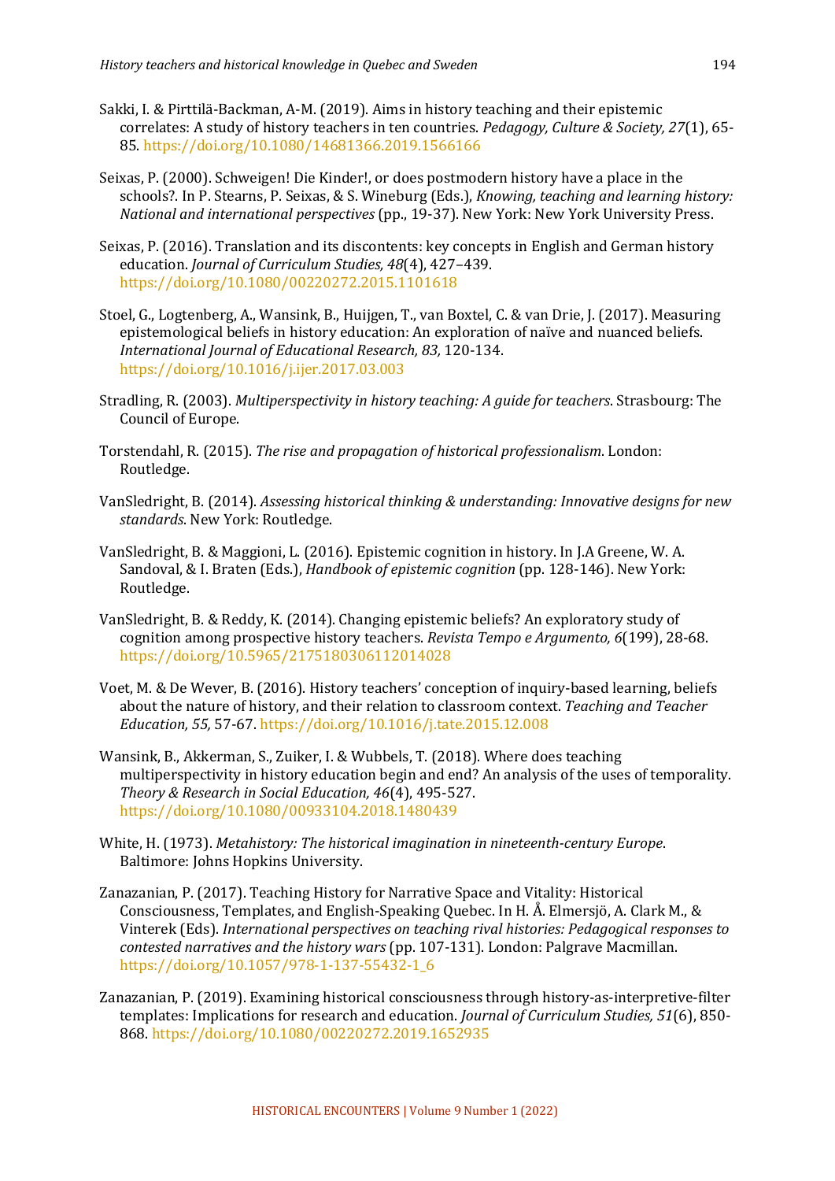Sakki, I. & Pirttilä-Backman, A-M. (2019). Aims in history teaching and their epistemic correlates: A study of history teachers in ten countries. *Pedagogy, Culture & Society, 27*(1), 65-85. https://doi.org/10.1080/14681366.2019.1566166

Seixas, P. (2000). Schweigen! Die Kinder!, or does postmodern history have a place in the schools?. In P. Stearns, P. Seixas, & S. Wineburg (Eds.), *Knowing, teaching and learning history: National and international perspectives* (pp., 19-37). New York: New York University Press.

Seixas, P. (2016). Translation and its discontents: key concepts in English and German history education. *Journal of Curriculum Studies, 48*(4), 427–439. https://doi.org/10.1080/00220272.2015.1101618

Stoel, G., Logtenberg, A., Wansink, B., Huijgen, T., van Boxtel, C. & van Drie, J. (2017). Measuring epistemological beliefs in history education: An exploration of naïve and nuanced beliefs. *International Journal of Educational Research, 83,* 120-134. https://doi.org/10.1016/j.ijer.2017.03.003

Stradling, R. (2003). *Multiperspectivity in history teaching: A guide for teachers*. Strasbourg: The Council of Europe.

Torstendahl, R. (2015). *The rise and propagation of historical professionalism*. London: Routledge.

VanSledright, B. (2014). *Assessing historical thinking & understanding: Innovative designs for new standards*. New York: Routledge.

VanSledright, B. & Maggioni, L. (2016). Epistemic cognition in history. In J.A Greene, W. A. Sandoval, & I. Braten (Eds.), *Handbook of epistemic cognition* (pp. 128-146). New York: Routledge.

VanSledright, B. & Reddy, K. (2014). Changing epistemic beliefs? An exploratory study of cognition among prospective history teachers. *Revista Tempo e Argumento, 6*(199), 28-68. https://doi.org/10.5965/2175180306112014028

Voet, M. & De Wever, B. (2016). History teachers' conception of inquiry-based learning, beliefs about the nature of history, and their relation to classroom context. *Teaching and Teacher Education, 55,* 57-67. https://doi.org/10.1016/j.tate.2015.12.008

Wansink, B., Akkerman, S., Zuiker, I. & Wubbels, T. (2018). Where does teaching multiperspectivity in history education begin and end? An analysis of the uses of temporality. *Theory & Research in Social Education, 46*(4), 495-527. https://doi.org/10.1080/00933104.2018.1480439

White, H. (1973). *Metahistory: The historical imagination in nineteenth-century Europe*. Baltimore: Johns Hopkins University.

Zanazanian, P. (2017). Teaching History for Narrative Space and Vitality: Historical Consciousness, Templates, and English-Speaking Quebec. In H. Å. Elmersjö, A. Clark M., & Vinterek (Eds). *International perspectives on teaching rival histories: Pedagogical responses to contested narratives and the history wars* (pp. 107-131). London: Palgrave Macmillan. https://doi.org/10.1057/978-1-137-55432-1_6

Zanazanian, P. (2019). Examining historical consciousness through history-as-interpretive-filter templates: Implications for research and education. *Journal of Curriculum Studies, 51*(6), 850-868. https://doi.org/10.1080/00220272.2019.1652935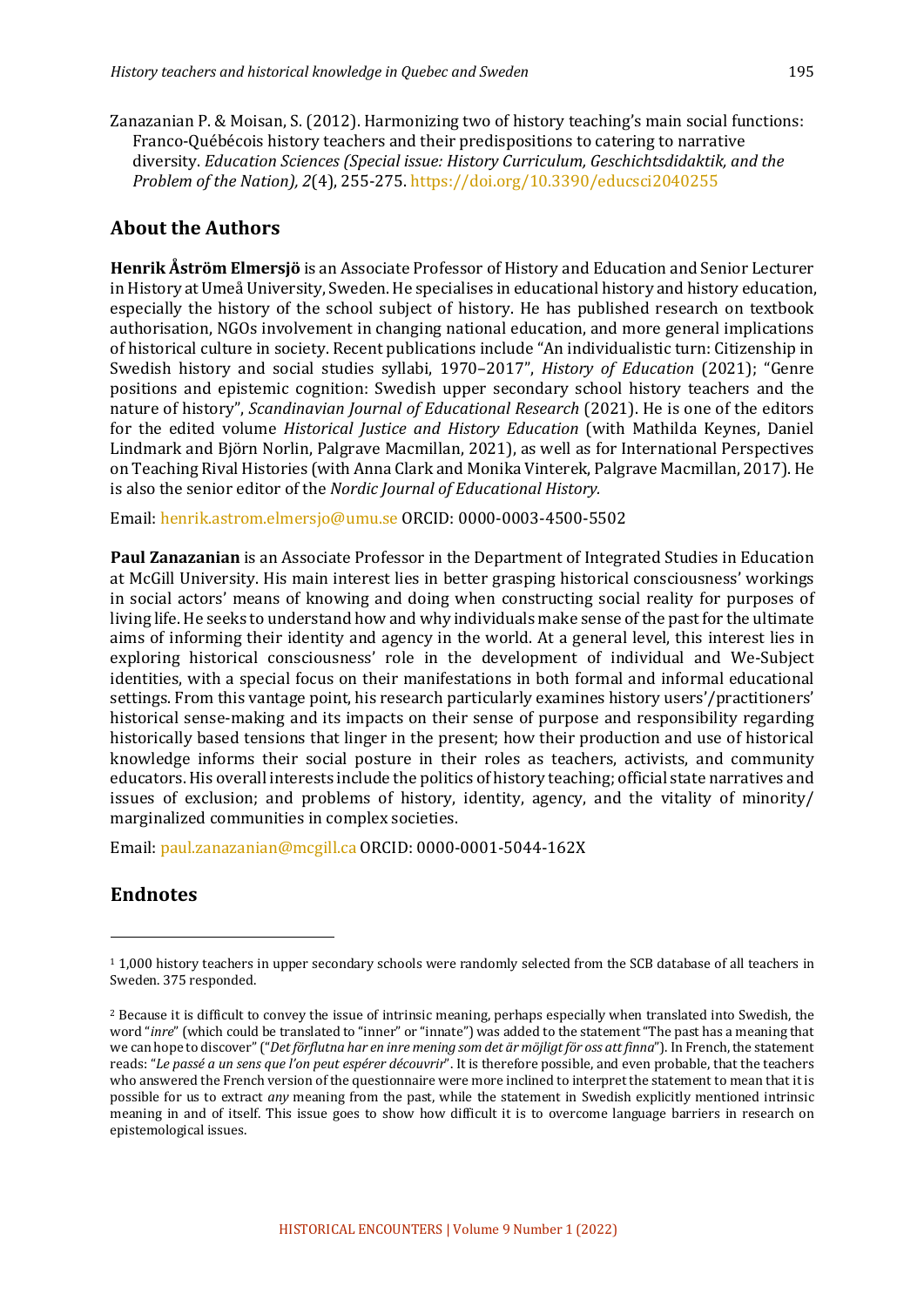Zanazanian P. & Moisan, S. (2012). Harmonizing two of history teaching's main social functions: Franco-Québécois history teachers and their predispositions to catering to narrative diversity. *Education Sciences (Special issue: History Curriculum, Geschichtsdidaktik, and the Problem of the Nation), 2*(4), 255-275. https://doi.org/10.3390/educsci2040255

## About the Authors

**Henrik Åström Elmersjö** is an Associate Professor of History and Education and Senior Lecturer in History at Umeå University, Sweden. He specialises in educational history and history education, especially the history of the school subject of history. He has published research on textbook authorisation, NGOs involvement in changing national education, and more general implications of historical culture in society. Recent publications include "An individualistic turn: Citizenship in Swedish history and social studies syllabi, 1970–2017", *History of Education* (2021); "Genre positions and epistemic cognition: Swedish upper secondary school history teachers and the nature of history", *Scandinavian Journal of Educational Research* (2021). He is one of the editors for the edited volume *Historical Justice and History Education* (with Mathilda Keynes, Daniel Lindmark and Björn Norlin, Palgrave Macmillan, 2021), as well as for International Perspectives on Teaching Rival Histories (with Anna Clark and Monika Vinterek, Palgrave Macmillan, 2017). He is also the senior editor of the *Nordic Journal of Educational History.*

Email: henrik.astrom.elmersjo@umu.se ORCID: 0000-0003-4500-5502

**Paul Zanazanian** is an Associate Professor in the Department of Integrated Studies in Education at McGill University. His main interest lies in better grasping historical consciousness' workings in social actors' means of knowing and doing when constructing social reality for purposes of living life. He seeks to understand how and why individuals make sense of the past for the ultimate aims of informing their identity and agency in the world. At a general level, this interest lies in exploring historical consciousness' role in the development of individual and We-Subject identities, with a special focus on their manifestations in both formal and informal educational settings. From this vantage point, his research particularly examines history users'/practitioners' historical sense-making and its impacts on their sense of purpose and responsibility regarding historically based tensions that linger in the present; how their production and use of historical knowledge informs their social posture in their roles as teachers, activists, and community educators. His overall interests include the politics of history teaching; official state narratives and issues of exclusion; and problems of history, identity, agency, and the vitality of minority/ marginalized communities in complex societies.

Email: paul.zanazanian@mcgill.ca ORCID: 0000-0001-5044-162X

## Endnotes

[1] 1,000 history teachers in upper secondary schools were randomly selected from the SCB database of all teachers in Sweden. 375 responded.

[2] Because it is difficult to convey the issue of intrinsic meaning, perhaps especially when translated into Swedish, the word "*inre*" (which could be translated to "inner" or "innate") was added to the statement "The past has a meaning that we can hope to discover" ("*Det förflutna har en inre mening som det är möjligt för oss att finna*"). In French, the statement reads: "*Le passé a un sens que l'on peut espérer découvrir*". It is therefore possible, and even probable, that the teachers who answered the French version of the questionnaire were more inclined to interpret the statement to mean that it is possible for us to extract *any* meaning from the past, while the statement in Swedish explicitly mentioned intrinsic meaning in and of itself. This issue goes to show how difficult it is to overcome language barriers in research on epistemological issues.